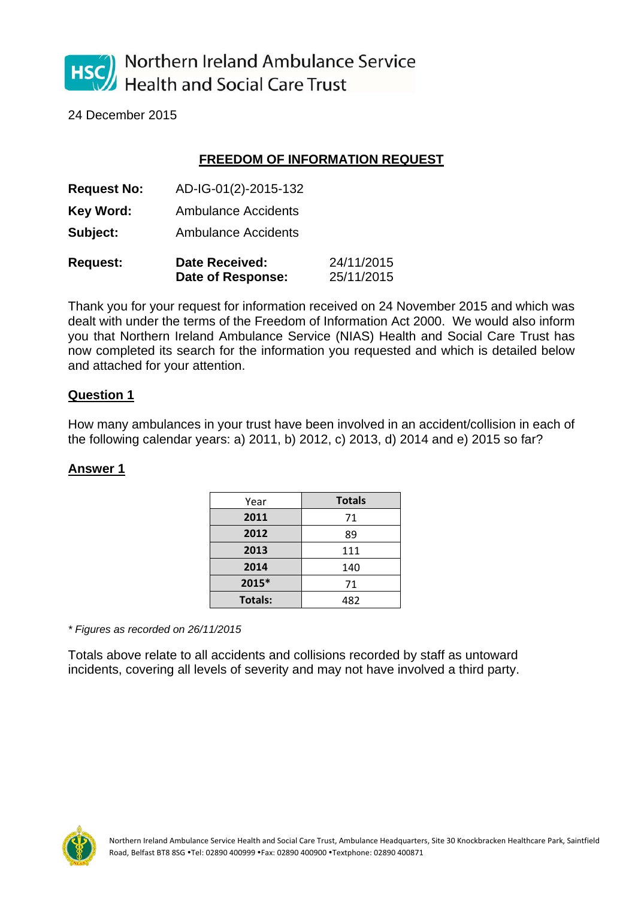Northern Ireland Ambulance Service
Health and Social Care Trust

24 December 2015

## FREEDOM OF INFORMATION REQUEST

**Request No:** AD-IG-01(2)-2015-132

**Key Word:** Ambulance Accidents

**Subject:** Ambulance Accidents

**Request:** **Date Received:** 24/11/2015
**Date of Response:** 25/11/2015

Thank you for your request for information received on 24 November 2015 and which was dealt with under the terms of the Freedom of Information Act 2000. We would also inform you that Northern Ireland Ambulance Service (NIAS) Health and Social Care Trust has now completed its search for the information you requested and which is detailed below and attached for your attention.

### Question 1

How many ambulances in your trust have been involved in an accident/collision in each of the following calendar years: a) 2011, b) 2012, c) 2013, d) 2014 and e) 2015 so far?

### Answer 1

| Year | Totals |
|---|---|
| **2011** | 71 |
| **2012** | 89 |
| **2013** | 111 |
| **2014** | 140 |
| **2015*** | 71 |
| **Totals:** | 482 |

*\* Figures as recorded on 26/11/2015*

Totals above relate to all accidents and collisions recorded by staff as untoward incidents, covering all levels of severity and may not have involved a third party.

Northern Ireland Ambulance Service Health and Social Care Trust, Ambulance Headquarters, Site 30 Knockbracken Healthcare Park, Saintfield Road, Belfast BT8 8SG •Tel: 02890 400999 •Fax: 02890 400900 •Textphone: 02890 400871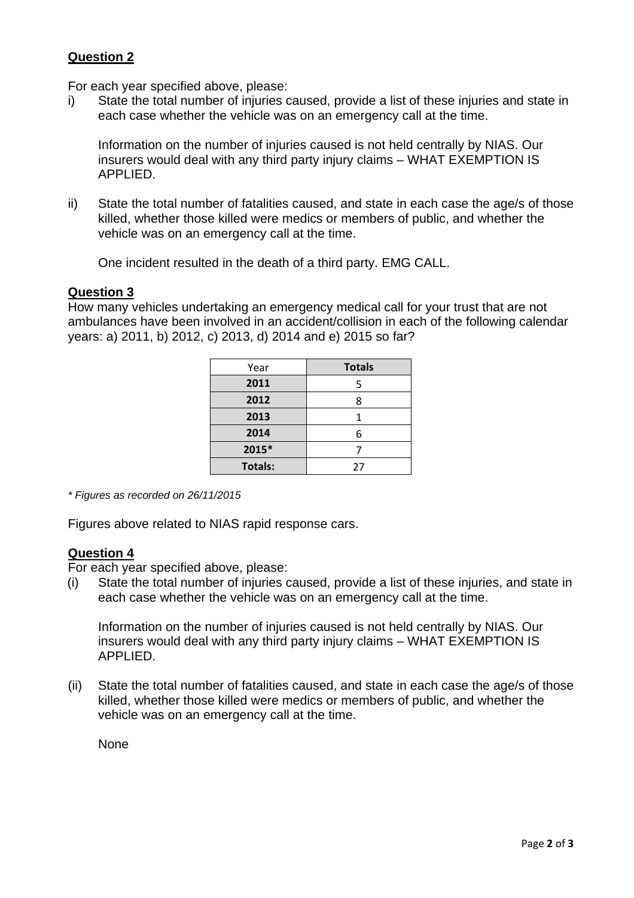**Question 2**

For each year specified above, please:

i) State the total number of injuries caused, provide a list of these injuries and state in each case whether the vehicle was on an emergency call at the time.

   Information on the number of injuries caused is not held centrally by NIAS. Our insurers would deal with any third party injury claims – WHAT EXEMPTION IS APPLIED.

ii) State the total number of fatalities caused, and state in each case the age/s of those killed, whether those killed were medics or members of public, and whether the vehicle was on an emergency call at the time.

   One incident resulted in the death of a third party. EMG CALL.

**Question 3**

How many vehicles undertaking an emergency medical call for your trust that are not ambulances have been involved in an accident/collision in each of the following calendar years: a) 2011, b) 2012, c) 2013, d) 2014 and e) 2015 so far?

| Year | **Totals** |
|---|---|
| **2011** | 5 |
| **2012** | 8 |
| **2013** | 1 |
| **2014** | 6 |
| **2015*** | 7 |
| **Totals:** | 27 |

*\* Figures as recorded on 26/11/2015*

Figures above related to NIAS rapid response cars.

**Question 4**

For each year specified above, please:

(i) State the total number of injuries caused, provide a list of these injuries, and state in each case whether the vehicle was on an emergency call at the time.

   Information on the number of injuries caused is not held centrally by NIAS. Our insurers would deal with any third party injury claims – WHAT EXEMPTION IS APPLIED.

(ii) State the total number of fatalities caused, and state in each case the age/s of those killed, whether those killed were medics or members of public, and whether the vehicle was on an emergency call at the time.

   None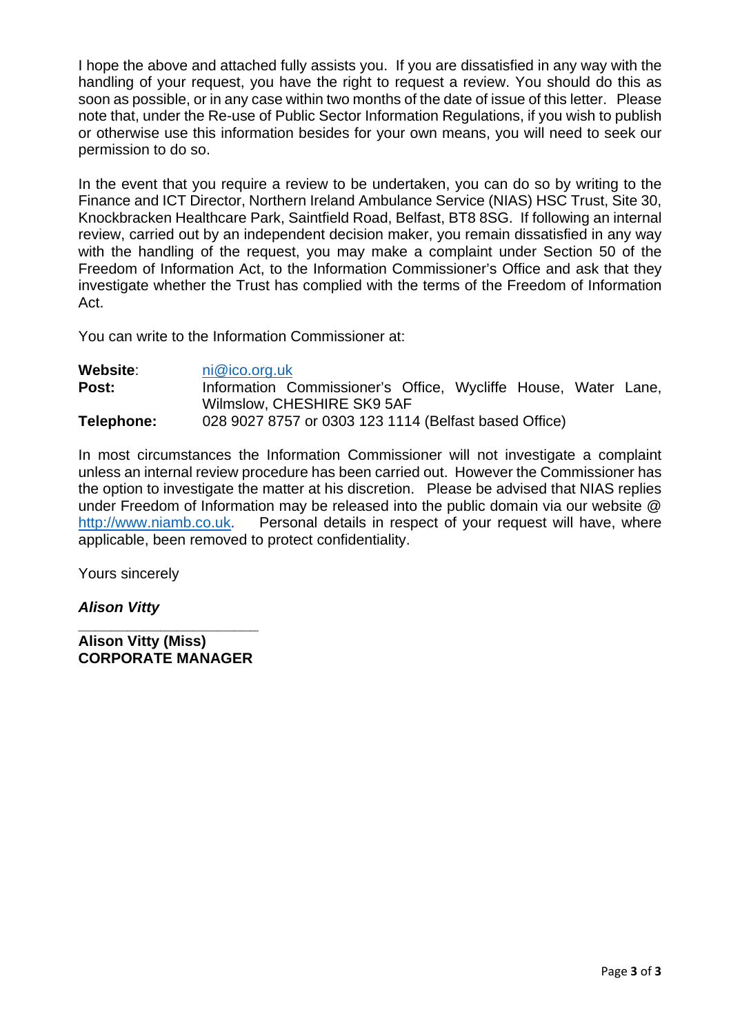I hope the above and attached fully assists you. If you are dissatisfied in any way with the handling of your request, you have the right to request a review. You should do this as soon as possible, or in any case within two months of the date of issue of this letter. Please note that, under the Re-use of Public Sector Information Regulations, if you wish to publish or otherwise use this information besides for your own means, you will need to seek our permission to do so.

In the event that you require a review to be undertaken, you can do so by writing to the Finance and ICT Director, Northern Ireland Ambulance Service (NIAS) HSC Trust, Site 30, Knockbracken Healthcare Park, Saintfield Road, Belfast, BT8 8SG. If following an internal review, carried out by an independent decision maker, you remain dissatisfied in any way with the handling of the request, you may make a complaint under Section 50 of the Freedom of Information Act, to the Information Commissioner's Office and ask that they investigate whether the Trust has complied with the terms of the Freedom of Information Act.

You can write to the Information Commissioner at:

| | |
|---|---|
| **Website**: | ni@ico.org.uk |
| **Post:** | Information Commissioner's Office, Wycliffe House, Water Lane, Wilmslow, CHESHIRE SK9 5AF |
| **Telephone:** | 028 9027 8757 or 0303 123 1114 (Belfast based Office) |

In most circumstances the Information Commissioner will not investigate a complaint unless an internal review procedure has been carried out. However the Commissioner has the option to investigate the matter at his discretion. Please be advised that NIAS replies under Freedom of Information may be released into the public domain via our website @ http://www.niamb.co.uk. Personal details in respect of your request will have, where applicable, been removed to protect confidentiality.

Yours sincerely

***Alison Vitty***

**Alison Vitty (Miss)**
**CORPORATE MANAGER**